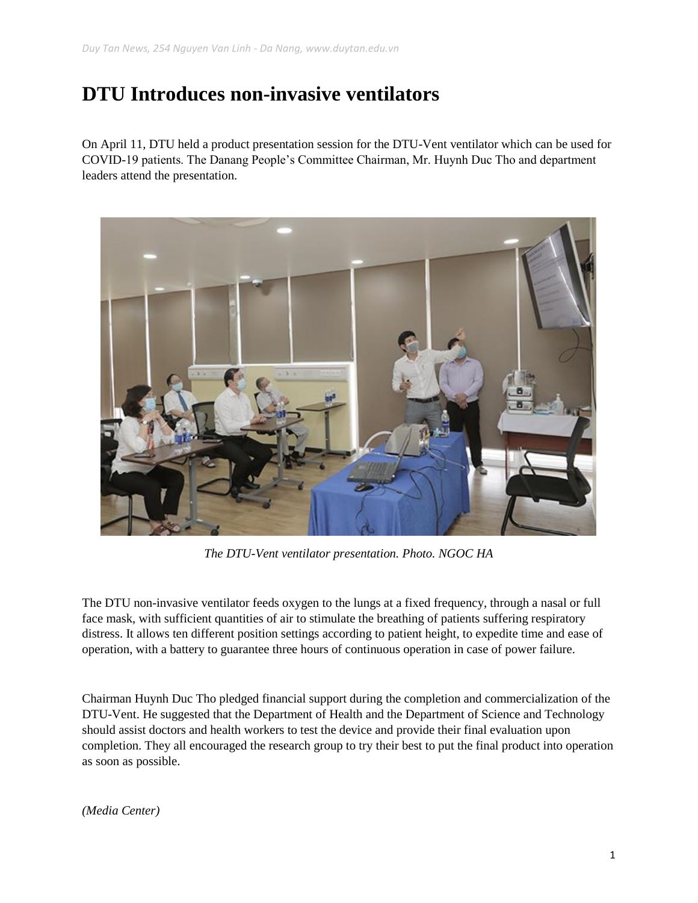# DTU Introduces non-invasive ventilators

On April 11, DTU held a product presentation session for the DTU-Vent ventilator which can be used for COVID-19 patients. The Danang People's Committee Chairman, Mr. Huynh Duc Tho and department leaders attend the presentation.

*The DTU-Vent ventilator presentation. Photo. NGOC HA*

The DTU non-invasive ventilator feeds oxygen to the lungs at a fixed frequency, through a nasal or full face mask, with sufficient quantities of air to stimulate the breathing of patients suffering respiratory distress. It allows ten different position settings according to patient height, to expedite time and ease of operation, with a battery to guarantee three hours of continuous operation in case of power failure.

Chairman Huynh Duc Tho pledged financial support during the completion and commercialization of the DTU-Vent. He suggested that the Department of Health and the Department of Science and Technology should assist doctors and health workers to test the device and provide their final evaluation upon completion. They all encouraged the research group to try their best to put the final product into operation as soon as possible.

*(Media Center)*